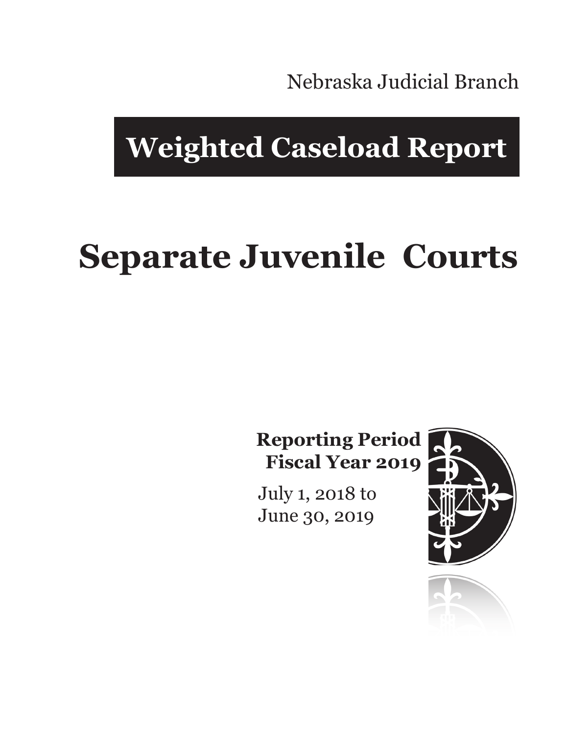Nebraska Judicial Branch

# Weighted Caseload Report

# Separate Juvenile Courts

**Reporting Period**
**Fiscal Year 2019**

July 1, 2018 to
June 30, 2019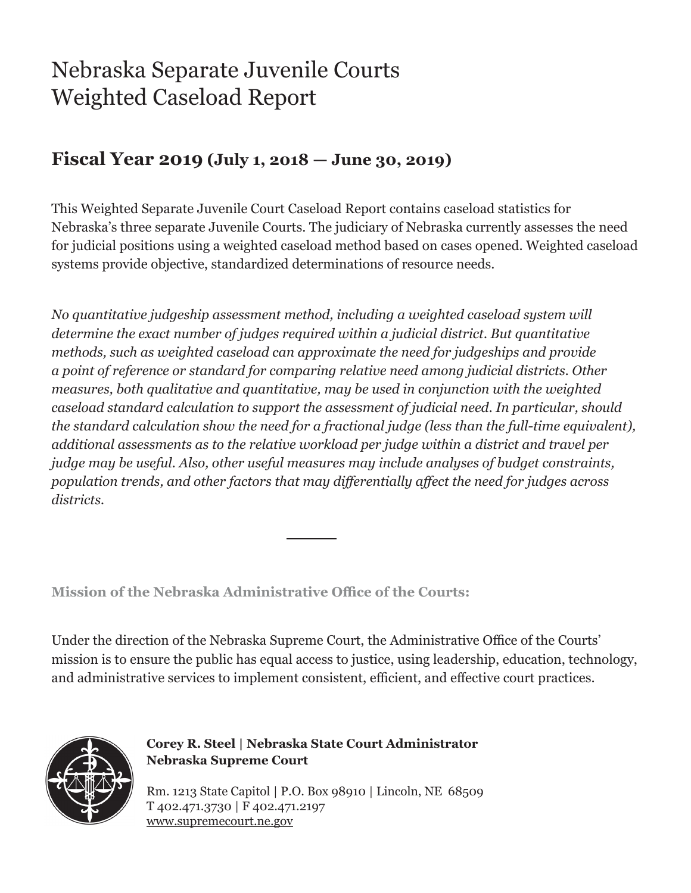# Nebraska Separate Juvenile Courts
# Weighted Caseload Report

## Fiscal Year 2019 (July 1, 2018 — June 30, 2019)

This Weighted Separate Juvenile Court Caseload Report contains caseload statistics for Nebraska's three separate Juvenile Courts. The judiciary of Nebraska currently assesses the need for judicial positions using a weighted caseload method based on cases opened. Weighted caseload systems provide objective, standardized determinations of resource needs.

*No quantitative judgeship assessment method, including a weighted caseload system will determine the exact number of judges required within a judicial district. But quantitative methods, such as weighted caseload can approximate the need for judgeships and provide a point of reference or standard for comparing relative need among judicial districts. Other measures, both qualitative and quantitative, may be used in conjunction with the weighted caseload standard calculation to support the assessment of judicial need. In particular, should the standard calculation show the need for a fractional judge (less than the full-time equivalent), additional assessments as to the relative workload per judge within a district and travel per judge may be useful. Also, other useful measures may include analyses of budget constraints, population trends, and other factors that may differentially affect the need for judges across districts.*

---

**Mission of the Nebraska Administrative Office of the Courts:**

Under the direction of the Nebraska Supreme Court, the Administrative Office of the Courts' mission is to ensure the public has equal access to justice, using leadership, education, technology, and administrative services to implement consistent, efficient, and effective court practices.

**Corey R. Steel | Nebraska State Court Administrator**
**Nebraska Supreme Court**

Rm. 1213 State Capitol | P.O. Box 98910 | Lincoln, NE 68509
T 402.471.3730 | F 402.471.2197
www.supremecourt.ne.gov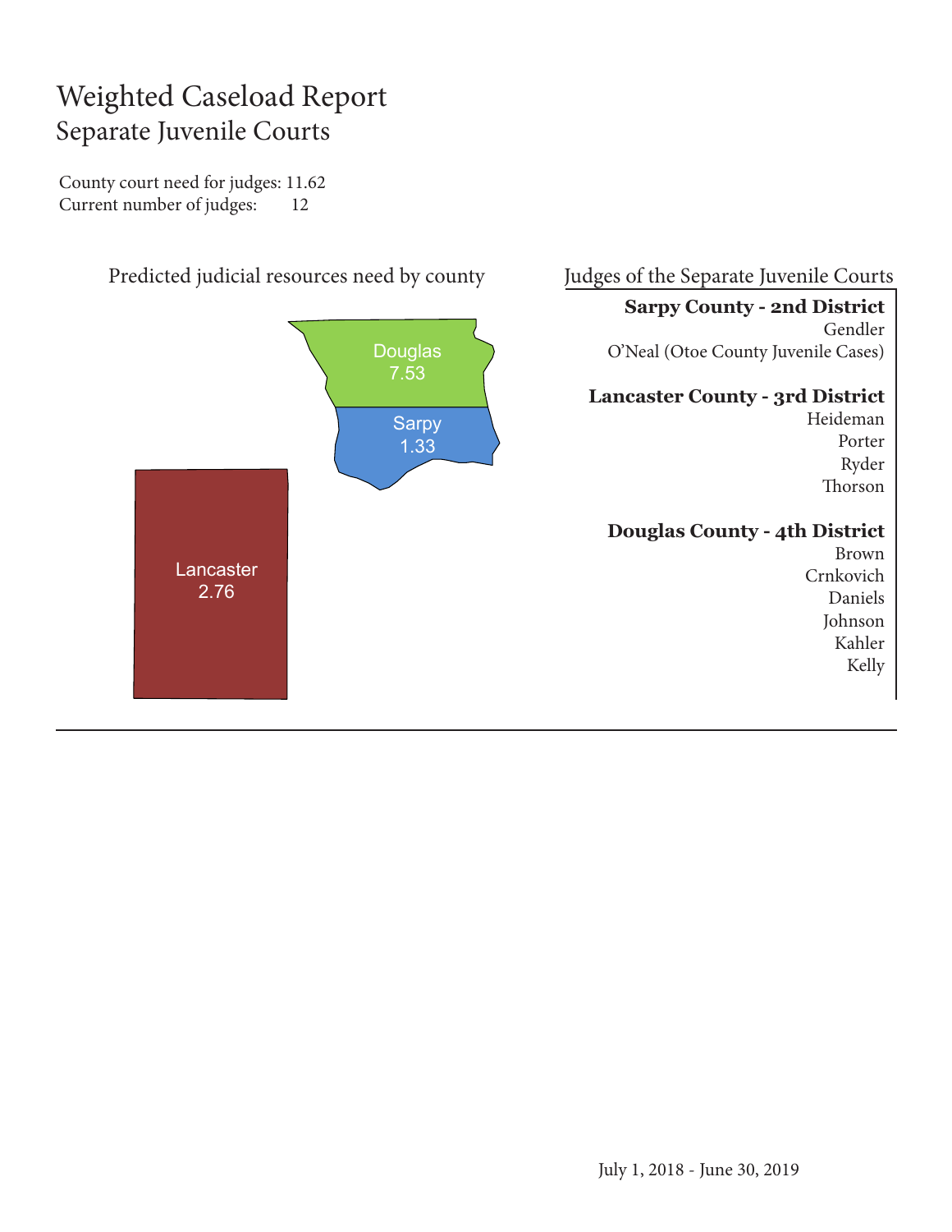# Weighted Caseload Report
## Separate Juvenile Courts

County court need for judges: 11.62
Current number of judges: 12

Predicted judicial resources need by county

Douglas
7.53

Sarpy
1.33

Lancaster
2.76

Judges of the Separate Juvenile Courts

**Sarpy County - 2nd District**
Gendler
O'Neal (Otoe County Juvenile Cases)

**Lancaster County - 3rd District**
Heideman
Porter
Ryder
Thorson

**Douglas County - 4th District**
Brown
Crnkovich
Daniels
Johnson
Kahler
Kelly

July 1, 2018 - June 30, 2019